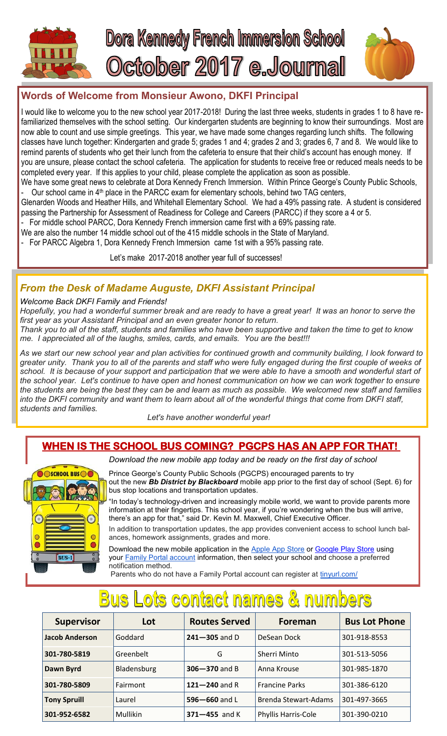# Dora Kennedy French Immersion School
# October 2017 e.Journal

## Words of Welcome from Monsieur Awono, DKFI Principal

I would like to welcome you to the new school year 2017-2018! During the last three weeks, students in grades 1 to 8 have re-familiarized themselves with the school setting. Our kindergarten students are beginning to know their surroundings. Most are now able to count and use simple greetings. This year, we have made some changes regarding lunch shifts. The following classes have lunch together: Kindergarten and grade 5; grades 1 and 4; grades 2 and 3; grades 6, 7 and 8. We would like to remind parents of students who get their lunch from the cafeteria to ensure that their child's account has enough money. If you are unsure, please contact the school cafeteria. The application for students to receive free or reduced meals needs to be completed every year. If this applies to your child, please complete the application as soon as possible.

We have some great news to celebrate at Dora Kennedy French Immersion. Within Prince George's County Public Schools,

- Our school came in 4th place in the PARCC exam for elementary schools, behind two TAG centers,

Glenarden Woods and Heather Hills, and Whitehall Elementary School. We had a 49% passing rate. A student is considered passing the Partnership for Assessment of Readiness for College and Careers (PARCC) if they score a 4 or 5.

- For middle school PARCC, Dora Kennedy French immersion came first with a 69% passing rate.

We are also the number 14 middle school out of the 415 middle schools in the State of Maryland.

- For PARCC Algebra 1, Dora Kennedy French Immersion came 1st with a 95% passing rate.

Let's make 2017-2018 another year full of successes!

## *From the Desk of Madame Auguste, DKFI Assistant Principal*

*Welcome Back DKFI Family and Friends!*

*Hopefully, you had a wonderful summer break and are ready to have a great year! It was an honor to serve the first year as your Assistant Principal and an even greater honor to return.*

*Thank you to all of the staff, students and families who have been supportive and taken the time to get to know me. I appreciated all of the laughs, smiles, cards, and emails. You are the best!!!*

*As we start our new school year and plan activities for continued growth and community building, I look forward to greater unity. Thank you to all of the parents and staff who were fully engaged during the first couple of weeks of school. It is because of your support and participation that we were able to have a smooth and wonderful start of the school year. Let's continue to have open and honest communication on how we can work together to ensure the students are being the best they can be and learn as much as possible. We welcomed new staff and families into the DKFI community and want them to learn about all of the wonderful things that come from DKFI staff, students and families.*

*Let's have another wonderful year!*

## WHEN IS THE SCHOOL BUS COMING? PGCPS HAS AN APP FOR THAT!

*Download the new mobile app today and be ready on the first day of school*

Prince George's County Public Schools (PGCPS) encouraged parents to try out the new ***Bb District by Blackboard*** mobile app prior to the first day of school (Sept. 6) for bus stop locations and transportation updates.

"In today's technology-driven and increasingly mobile world, we want to provide parents more information at their fingertips. This school year, if you're wondering when the bus will arrive, there's an app for that," said Dr. Kevin M. Maxwell, Chief Executive Officer.

In addition to transportation updates, the app provides convenient access to school lunch balances, homework assignments, grades and more.

Download the new mobile application in the Apple App Store or Google Play Store using your Family Portal account information, then select your school and choose a preferred notification method.

Parents who do not have a Family Portal account can register at tinyurl.com/

# Bus Lots contact names & numbers

| Supervisor | Lot | Routes Served | Foreman | Bus Lot Phone |
|---|---|---|---|---|
| **Jacob Anderson** | Goddard | **241—305** and D | DeSean Dock | 301-918-8553 |
| **301-780-5819** | Greenbelt | G | Sherri Minto | 301-513-5056 |
| **Dawn Byrd** | Bladensburg | **306—370** and B | Anna Krouse | 301-985-1870 |
| **301-780-5809** | Fairmont | **121—240** and R | Francine Parks | 301-386-6120 |
| **Tony Spruill** | Laurel | **596—660** and L | Brenda Stewart-Adams | 301-497-3665 |
| **301-952-6582** | Mullikin | **371—455** and K | Phyllis Harris-Cole | 301-390-0210 |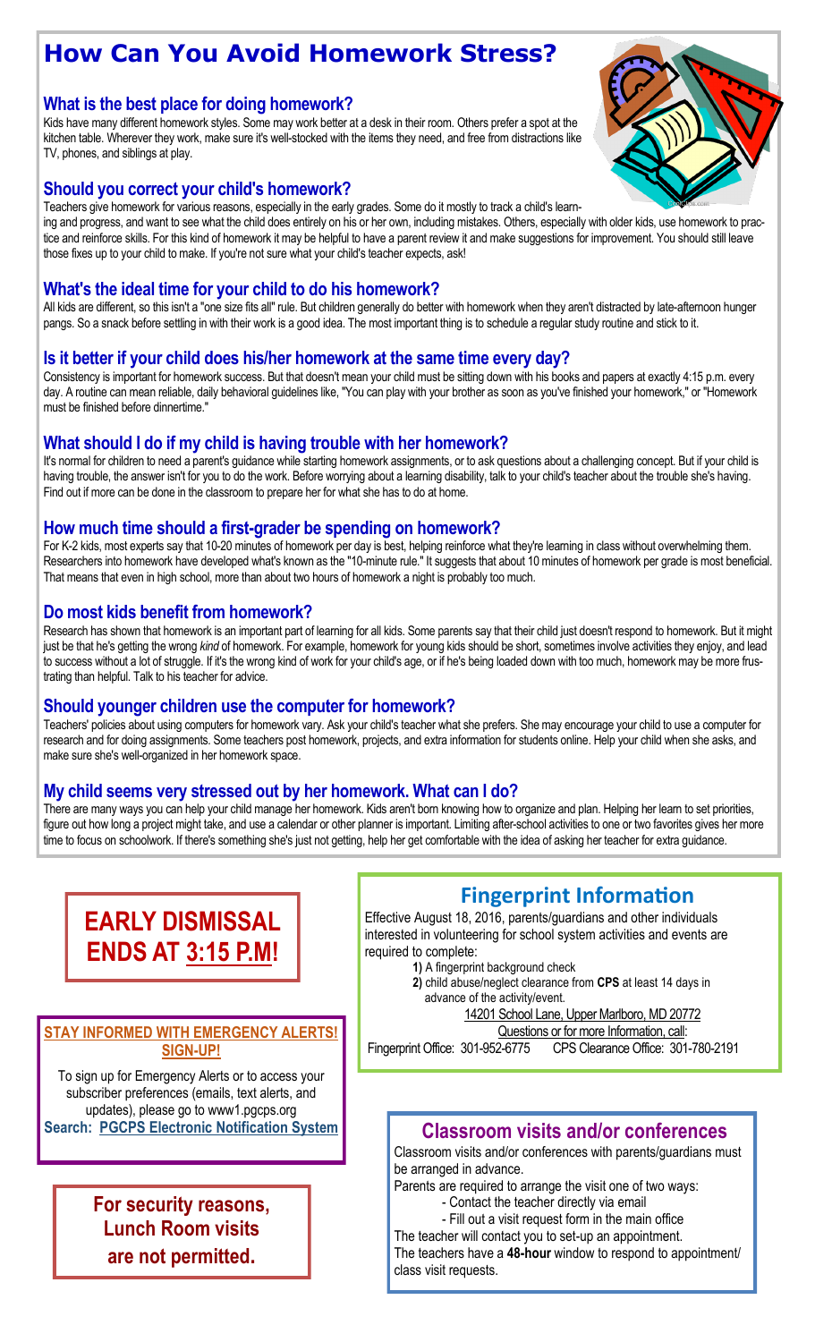# How Can You Avoid Homework Stress?

## What is the best place for doing homework?

Kids have many different homework styles. Some may work better at a desk in their room. Others prefer a spot at the kitchen table. Wherever they work, make sure it's well-stocked with the items they need, and free from distractions like TV, phones, and siblings at play.

## Should you correct your child's homework?

Teachers give homework for various reasons, especially in the early grades. Some do it mostly to track a child's learning and progress, and want to see what the child does entirely on his or her own, including mistakes. Others, especially with older kids, use homework to practice and reinforce skills. For this kind of homework it may be helpful to have a parent review it and make suggestions for improvement. You should still leave those fixes up to your child to make. If you're not sure what your child's teacher expects, ask!

## What's the ideal time for your child to do his homework?

All kids are different, so this isn't a "one size fits all" rule. But children generally do better with homework when they aren't distracted by late-afternoon hunger pangs. So a snack before settling in with their work is a good idea. The most important thing is to schedule a regular study routine and stick to it.

## Is it better if your child does his/her homework at the same time every day?

Consistency is important for homework success. But that doesn't mean your child must be sitting down with his books and papers at exactly 4:15 p.m. every day. A routine can mean reliable, daily behavioral guidelines like, "You can play with your brother as soon as you've finished your homework," or "Homework must be finished before dinnertime."

## What should I do if my child is having trouble with her homework?

It's normal for children to need a parent's guidance while starting homework assignments, or to ask questions about a challenging concept. But if your child is having trouble, the answer isn't for you to do the work. Before worrying about a learning disability, talk to your child's teacher about the trouble she's having. Find out if more can be done in the classroom to prepare her for what she has to do at home.

## How much time should a first-grader be spending on homework?

For K-2 kids, most experts say that 10-20 minutes of homework per day is best, helping reinforce what they're learning in class without overwhelming them. Researchers into homework have developed what's known as the "10-minute rule." It suggests that about 10 minutes of homework per grade is most beneficial. That means that even in high school, more than about two hours of homework a night is probably too much.

## Do most kids benefit from homework?

Research has shown that homework is an important part of learning for all kids. Some parents say that their child just doesn't respond to homework. But it might just be that he's getting the wrong *kind* of homework. For example, homework for young kids should be short, sometimes involve activities they enjoy, and lead to success without a lot of struggle. If it's the wrong kind of work for your child's age, or if he's being loaded down with too much, homework may be more frustrating than helpful. Talk to his teacher for advice.

## Should younger children use the computer for homework?

Teachers' policies about using computers for homework vary. Ask your child's teacher what she prefers. She may encourage your child to use a computer for research and for doing assignments. Some teachers post homework, projects, and extra information for students online. Help your child when she asks, and make sure she's well-organized in her homework space.

## My child seems very stressed out by her homework. What can I do?

There are many ways you can help your child manage her homework. Kids aren't born knowing how to organize and plan. Helping her learn to set priorities, figure out how long a project might take, and use a calendar or other planner is important. Limiting after-school activities to one or two favorites gives her more time to focus on schoolwork. If there's something she's just not getting, help her get comfortable with the idea of asking her teacher for extra guidance.

# EARLY DISMISSAL ENDS AT 3:15 P.M!

## Fingerprint Information

Effective August 18, 2016, parents/guardians and other individuals interested in volunteering for school system activities and events are required to complete:

**1)** A fingerprint background check

**2)** child abuse/neglect clearance from **CPS** at least 14 days in advance of the activity/event.

14201 School Lane, Upper Marlboro, MD 20772

Questions or for more Information, call:

Fingerprint Office: 301-952-6775 CPS Clearance Office: 301-780-2191

### STAY INFORMED WITH EMERGENCY ALERTS! SIGN-UP!

To sign up for Emergency Alerts or to access your subscriber preferences (emails, text alerts, and updates), please go to www1.pgcps.org

**Search: PGCPS Electronic Notification System**

## Classroom visits and/or conferences

Classroom visits and/or conferences with parents/guardians must be arranged in advance.

Parents are required to arrange the visit one of two ways:

- Contact the teacher directly via email
- Fill out a visit request form in the main office

The teacher will contact you to set-up an appointment.

The teachers have a **48-hour** window to respond to appointment/class visit requests.

**For security reasons, Lunch Room visits are not permitted.**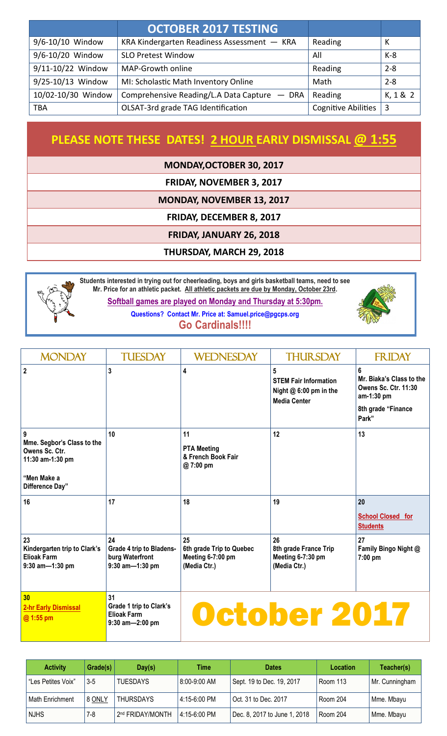| | OCTOBER 2017 TESTING | | |
|---|---|---|---|
| 9/6-10/10 Window | KRA Kindergarten Readiness Assessment — KRA | Reading | K |
| 9/6-10/20 Window | SLO Pretest Window | All | K-8 |
| 9/11-10/22 Window | MAP-Growth online | Reading | 2-8 |
| 9/25-10/13 Window | MI: Scholastic Math Inventory Online | Math | 2-8 |
| 10/02-10/30 Window | Comprehensive Reading/L.A Data Capture — DRA | Reading | K, 1 & 2 |
| TBA | OLSAT-3rd grade TAG Identification | Cognitive Abilities | 3 |

## PLEASE NOTE THESE DATES! 2 HOUR EARLY DISMISSAL @ 1:55

**MONDAY,OCTOBER 30, 2017**

**FRIDAY, NOVEMBER 3, 2017**

**MONDAY, NOVEMBER 13, 2017**

**FRIDAY, DECEMBER 8, 2017**

**FRIDAY, JANUARY 26, 2018**

**THURSDAY, MARCH 29, 2018**

**Students interested in trying out for cheerleading, boys and girls basketball teams, need to see Mr. Price for an athletic packet. All athletic packets are due by Monday, October 23rd.**

**Softball games are played on Monday and Thursday at 5:30pm.**

**Questions? Contact Mr. Price at: Samuel.price@pgcps.org**

**Go Cardinals!!!!**

# October 2017

| MONDAY | TUESDAY | WEDNESDAY | THURSDAY | FRIDAY |
|---|---|---|---|---|
| 2 | 3 | 4 | 5 STEM Fair Information Night @ 6:00 pm in the Media Center | 6 Mr. Biaka's Class to the Owens Sc. Ctr. 11:30 am-1:30 pm; 8th grade "Finance Park" |
| 9 Mme. Segbor's Class to the Owens Sc. Ctr. 11:30 am-1:30 pm; "Men Make a Difference Day" | 10 | 11 PTA Meeting & French Book Fair @ 7:00 pm | 12 | 13 |
| 16 | 17 | 18 | 19 | 20 School Closed for Students |
| 23 Kindergarten trip to Clark's Elioak Farm 9:30 am—1:30 pm | 24 Grade 4 trip to Bladensburg Waterfront 9:30 am—1:30 pm | 25 6th grade Trip to Quebec Meeting 6-7:00 pm (Media Ctr.) | 26 8th grade France Trip Meeting 6-7:30 pm (Media Ctr.) | 27 Family Bingo Night @ 7:00 pm |
| 30 2-hr Early Dismissal @ 1:55 pm | 31 Grade 1 trip to Clark's Elioak Farm 9:30 am—2:00 pm | | | |

| Activity | Grade(s) | Day(s) | Time | Dates | Location | Teacher(s) |
|---|---|---|---|---|---|---|
| "Les Petites Voix" | 3-5 | TUESDAYS | 8:00-9:00 AM | Sept. 19 to Dec. 19, 2017 | Room 113 | Mr. Cunningham |
| Math Enrichment | 8 ONLY | THURSDAYS | 4:15-6:00 PM | Oct. 31 to Dec. 2017 | Room 204 | Mme. Mbayu |
| NJHS | 7-8 | 2nd FRIDAY/MONTH | 4:15-6:00 PM | Dec. 8, 2017 to June 1, 2018 | Room 204 | Mme. Mbayu |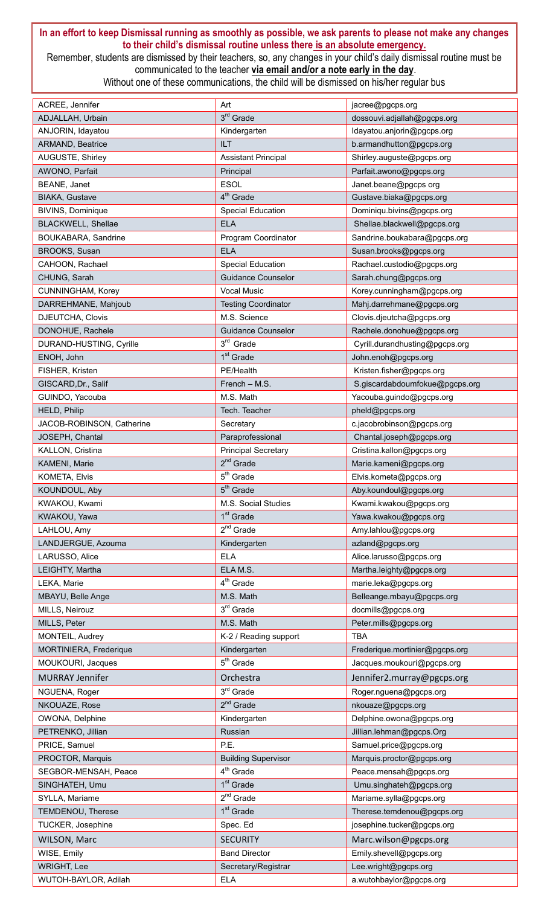**In an effort to keep Dismissal running as smoothly as possible, we ask parents to please not make any changes to their child's dismissal routine unless there is an absolute emergency.**

Remember, students are dismissed by their teachers, so, any changes in your child's daily dismissal routine must be communicated to the teacher **via email and/or a note early in the day**.

Without one of these communications, the child will be dismissed on his/her regular bus

| | | |
|---|---|---|
| ACREE, Jennifer | Art | jacree@pgcps.org |
| ADJALLAH, Urbain | 3rd Grade | dossouvi.adjallah@pgcps.org |
| ANJORIN, Idayatou | Kindergarten | Idayatou.anjorin@pgcps.org |
| ARMAND, Beatrice | ILT | b.armandhutton@pgcps.org |
| AUGUSTE, Shirley | Assistant Principal | Shirley.auguste@pgcps.org |
| AWONO, Parfait | Principal | Parfait.awono@pgcps.org |
| BEANE, Janet | ESOL | Janet.beane@pgcps org |
| BIAKA, Gustave | 4th Grade | Gustave.biaka@pgcps.org |
| BIVINS, Dominique | Special Education | Dominiqu.bivins@pgcps.org |
| BLACKWELL, Shellae | ELA | Shellae.blackwell@pgcps.org |
| BOUKABARA, Sandrine | Program Coordinator | Sandrine.boukabara@pgcps.org |
| BROOKS, Susan | ELA | Susan.brooks@pgcps.org |
| CAHOON, Rachael | Special Education | Rachael.custodio@pgcps.org |
| CHUNG, Sarah | Guidance Counselor | Sarah.chung@pgcps.org |
| CUNNINGHAM, Korey | Vocal Music | Korey.cunningham@pgcps.org |
| DARREHMANE, Mahjoub | Testing Coordinator | Mahj.darrehmane@pgcps.org |
| DJEUTCHA, Clovis | M.S. Science | Clovis.djeutcha@pgcps.org |
| DONOHUE, Rachele | Guidance Counselor | Rachele.donohue@pgcps.org |
| DURAND-HUSTING, Cyrille | 3rd Grade | Cyrill.durandhusting@pgcps.org |
| ENOH, John | 1st Grade | John.enoh@pgcps.org |
| FISHER, Kristen | PE/Health | Kristen.fisher@pgcps.org |
| GISCARD,Dr., Salif | French – M.S. | S.giscardabdoumfokue@pgcps.org |
| GUINDO, Yacouba | M.S. Math | Yacouba.guindo@pgcps.org |
| HELD, Philip | Tech. Teacher | pheld@pgcps.org |
| JACOB-ROBINSON, Catherine | Secretary | c.jacobrobinson@pgcps.org |
| JOSEPH, Chantal | Paraprofessional | Chantal.joseph@pgcps.org |
| KALLON, Cristina | Principal Secretary | Cristina.kallon@pgcps.org |
| KAMENI, Marie | 2nd Grade | Marie.kameni@pgcps.org |
| KOMETA, Elvis | 5th Grade | Elvis.kometa@pgcps.org |
| KOUNDOUL, Aby | 5th Grade | Aby.koundoul@pgcps.org |
| KWAKOU, Kwami | M.S. Social Studies | Kwami.kwakou@pgcps.org |
| KWAKOU, Yawa | 1st Grade | Yawa.kwakou@pgcps.org |
| LAHLOU, Amy | 2nd Grade | Amy.lahlou@pgcps.org |
| LANDJERGUE, Azouma | Kindergarten | azland@pgcps.org |
| LARUSSO, Alice | ELA | Alice.larusso@pgcps.org |
| LEIGHTY, Martha | ELA M.S. | Martha.leighty@pgcps.org |
| LEKA, Marie | 4th Grade | marie.leka@pgcps.org |
| MBAYU, Belle Ange | M.S. Math | Belleange.mbayu@pgcps.org |
| MILLS, Neirouz | 3rd Grade | docmills@pgcps.org |
| MILLS, Peter | M.S. Math | Peter.mills@pgcps.org |
| MONTEIL, Audrey | K-2 / Reading support | TBA |
| MORTINIERA, Frederique | Kindergarten | Frederique.mortinier@pgcps.org |
| MOUKOURI, Jacques | 5th Grade | Jacques.moukouri@pgcps.org |
| MURRAY Jennifer | Orchestra | Jennifer2.murray@pgcps.org |
| NGUENA, Roger | 3rd Grade | Roger.nguena@pgcps.org |
| NKOUAZE, Rose | 2nd Grade | nkouaze@pgcps.org |
| OWONA, Delphine | Kindergarten | Delphine.owona@pgcps.org |
| PETRENKO, Jillian | Russian | Jillian.lehman@pgcps.Org |
| PRICE, Samuel | P.E. | Samuel.price@pgcps.org |
| PROCTOR, Marquis | Building Supervisor | Marquis.proctor@pgcps.org |
| SEGBOR-MENSAH, Peace | 4th Grade | Peace.mensah@pgcps.org |
| SINGHATEH, Umu | 1st Grade | Umu.singhateh@pgcps.org |
| SYLLA, Mariame | 2nd Grade | Mariame.sylla@pgcps.org |
| TEMDENOU, Therese | 1st Grade | Therese.temdenou@pgcps.org |
| TUCKER, Josephine | Spec. Ed | josephine.tucker@pgcps.org |
| WILSON, Marc | SECURITY | Marc.wilson@pgcps.org |
| WISE, Emily | Band Director | Emily.shevell@pgcps.org |
| WRIGHT, Lee | Secretary/Registrar | Lee.wright@pgcps.org |
| WUTOH-BAYLOR, Adilah | ELA | a.wutohbaylor@pgcps.org |